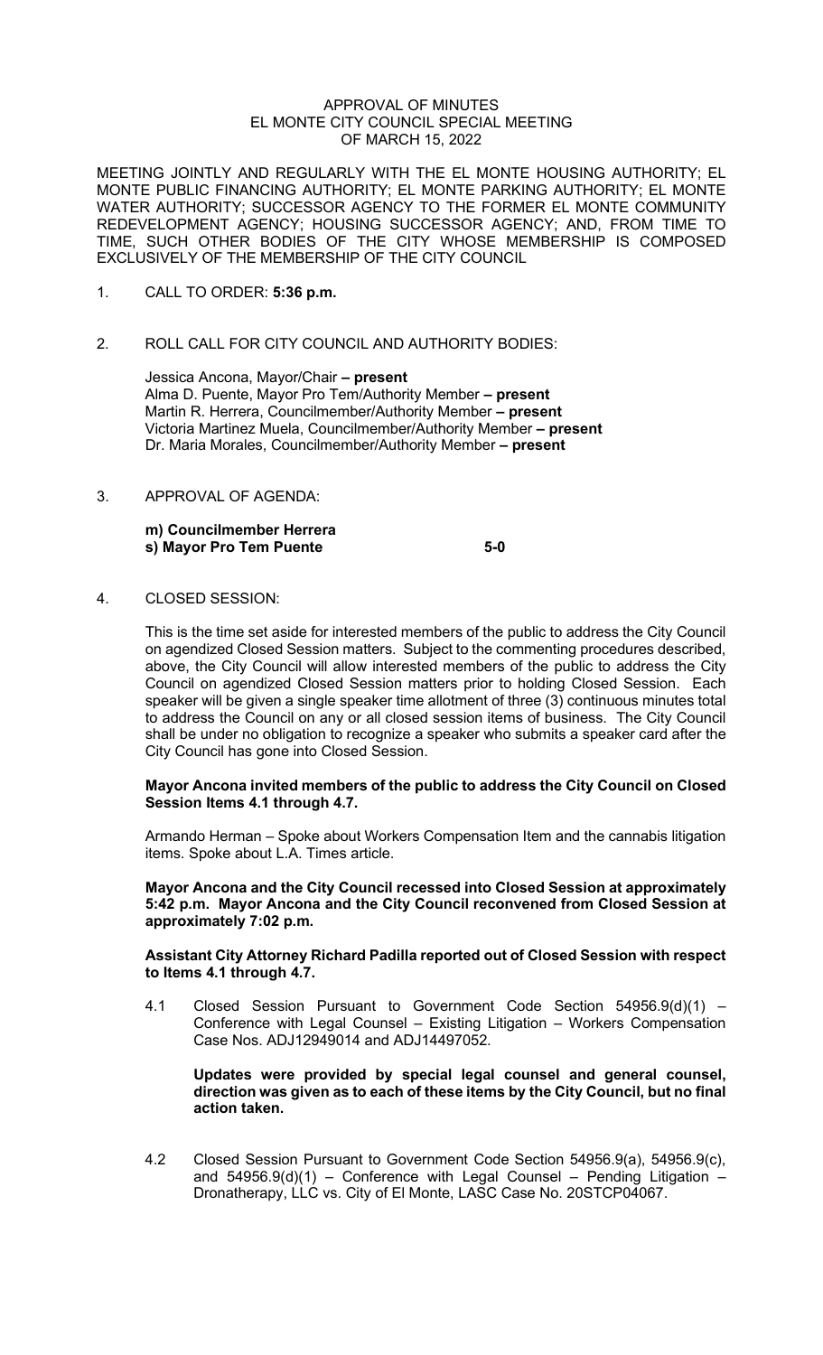# APPROVAL OF MINUTES
# EL MONTE CITY COUNCIL SPECIAL MEETING
# OF MARCH 15, 2022

MEETING JOINTLY AND REGULARLY WITH THE EL MONTE HOUSING AUTHORITY; EL MONTE PUBLIC FINANCING AUTHORITY; EL MONTE PARKING AUTHORITY; EL MONTE WATER AUTHORITY; SUCCESSOR AGENCY TO THE FORMER EL MONTE COMMUNITY REDEVELOPMENT AGENCY; HOUSING SUCCESSOR AGENCY; AND, FROM TIME TO TIME, SUCH OTHER BODIES OF THE CITY WHOSE MEMBERSHIP IS COMPOSED EXCLUSIVELY OF THE MEMBERSHIP OF THE CITY COUNCIL

1. CALL TO ORDER: **5:36 p.m.**

2. ROLL CALL FOR CITY COUNCIL AND AUTHORITY BODIES:

   Jessica Ancona, Mayor/Chair **– present**
   Alma D. Puente, Mayor Pro Tem/Authority Member **– present**
   Martin R. Herrera, Councilmember/Authority Member **– present**
   Victoria Martinez Muela, Councilmember/Authority Member **– present**
   Dr. Maria Morales, Councilmember/Authority Member **– present**

3. APPROVAL OF AGENDA:

   **m) Councilmember Herrera**
   **s) Mayor Pro Tem Puente 5-0**

4. CLOSED SESSION:

   This is the time set aside for interested members of the public to address the City Council on agendized Closed Session matters. Subject to the commenting procedures described, above, the City Council will allow interested members of the public to address the City Council on agendized Closed Session matters prior to holding Closed Session. Each speaker will be given a single speaker time allotment of three (3) continuous minutes total to address the Council on any or all closed session items of business. The City Council shall be under no obligation to recognize a speaker who submits a speaker card after the City Council has gone into Closed Session.

   **Mayor Ancona invited members of the public to address the City Council on Closed Session Items 4.1 through 4.7.**

   Armando Herman – Spoke about Workers Compensation Item and the cannabis litigation items. Spoke about L.A. Times article.

   **Mayor Ancona and the City Council recessed into Closed Session at approximately 5:42 p.m. Mayor Ancona and the City Council reconvened from Closed Session at approximately 7:02 p.m.**

   **Assistant City Attorney Richard Padilla reported out of Closed Session with respect to Items 4.1 through 4.7.**

   4.1 Closed Session Pursuant to Government Code Section 54956.9(d)(1) – Conference with Legal Counsel – Existing Litigation – Workers Compensation Case Nos. ADJ12949014 and ADJ14497052.

   **Updates were provided by special legal counsel and general counsel, direction was given as to each of these items by the City Council, but no final action taken.**

   4.2 Closed Session Pursuant to Government Code Section 54956.9(a), 54956.9(c), and 54956.9(d)(1) – Conference with Legal Counsel – Pending Litigation – Dronatherapy, LLC vs. City of El Monte, LASC Case No. 20STCP04067.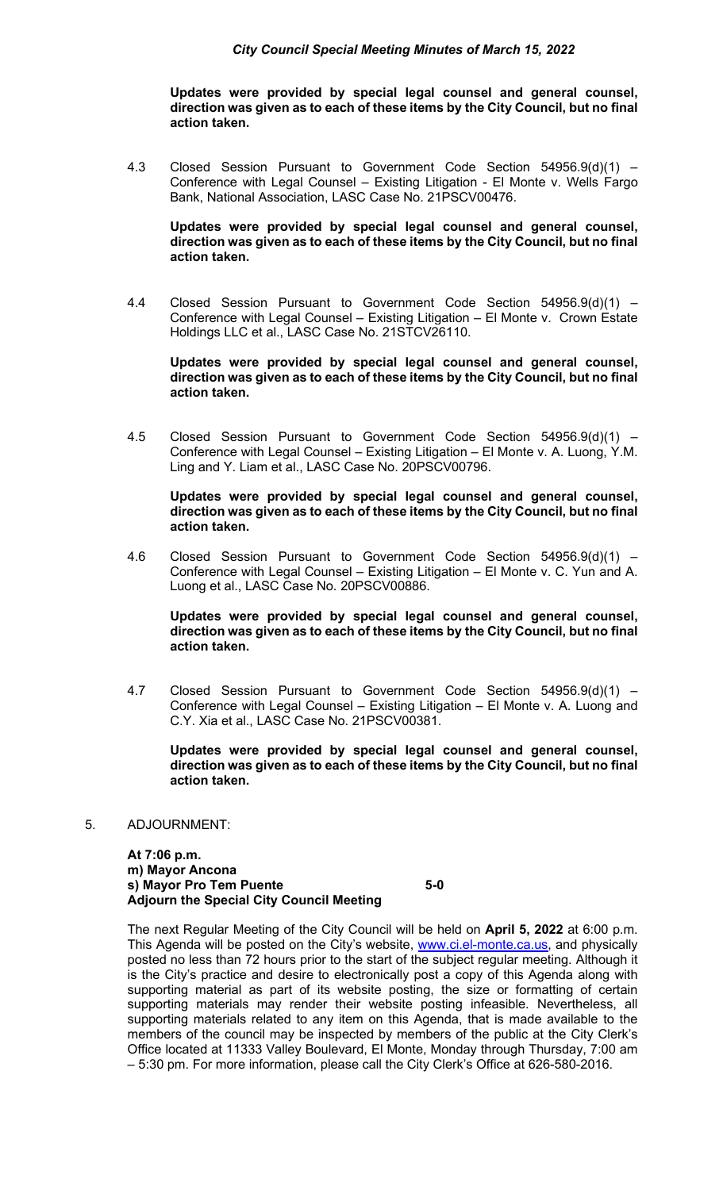**Updates were provided by special legal counsel and general counsel, direction was given as to each of these items by the City Council, but no final action taken.**

4.3 Closed Session Pursuant to Government Code Section 54956.9(d)(1) – Conference with Legal Counsel – Existing Litigation - El Monte v. Wells Fargo Bank, National Association, LASC Case No. 21PSCV00476.

**Updates were provided by special legal counsel and general counsel, direction was given as to each of these items by the City Council, but no final action taken.**

4.4 Closed Session Pursuant to Government Code Section 54956.9(d)(1) – Conference with Legal Counsel – Existing Litigation – El Monte v. Crown Estate Holdings LLC et al., LASC Case No. 21STCV26110.

**Updates were provided by special legal counsel and general counsel, direction was given as to each of these items by the City Council, but no final action taken.**

4.5 Closed Session Pursuant to Government Code Section 54956.9(d)(1) – Conference with Legal Counsel – Existing Litigation – El Monte v. A. Luong, Y.M. Ling and Y. Liam et al., LASC Case No. 20PSCV00796.

**Updates were provided by special legal counsel and general counsel, direction was given as to each of these items by the City Council, but no final action taken.**

4.6 Closed Session Pursuant to Government Code Section 54956.9(d)(1) – Conference with Legal Counsel – Existing Litigation – El Monte v. C. Yun and A. Luong et al., LASC Case No. 20PSCV00886.

**Updates were provided by special legal counsel and general counsel, direction was given as to each of these items by the City Council, but no final action taken.**

4.7 Closed Session Pursuant to Government Code Section 54956.9(d)(1) – Conference with Legal Counsel – Existing Litigation – El Monte v. A. Luong and C.Y. Xia et al., LASC Case No. 21PSCV00381.

**Updates were provided by special legal counsel and general counsel, direction was given as to each of these items by the City Council, but no final action taken.**

5. ADJOURNMENT:

**At 7:06 p.m.**
**m) Mayor Ancona**
**s) Mayor Pro Tem Puente 5-0**
**Adjourn the Special City Council Meeting**

The next Regular Meeting of the City Council will be held on **April 5, 2022** at 6:00 p.m. This Agenda will be posted on the City's website, www.ci.el-monte.ca.us, and physically posted no less than 72 hours prior to the start of the subject regular meeting. Although it is the City's practice and desire to electronically post a copy of this Agenda along with supporting material as part of its website posting, the size or formatting of certain supporting materials may render their website posting infeasible. Nevertheless, all supporting materials related to any item on this Agenda, that is made available to the members of the council may be inspected by members of the public at the City Clerk's Office located at 11333 Valley Boulevard, El Monte, Monday through Thursday, 7:00 am – 5:30 pm. For more information, please call the City Clerk's Office at 626-580-2016.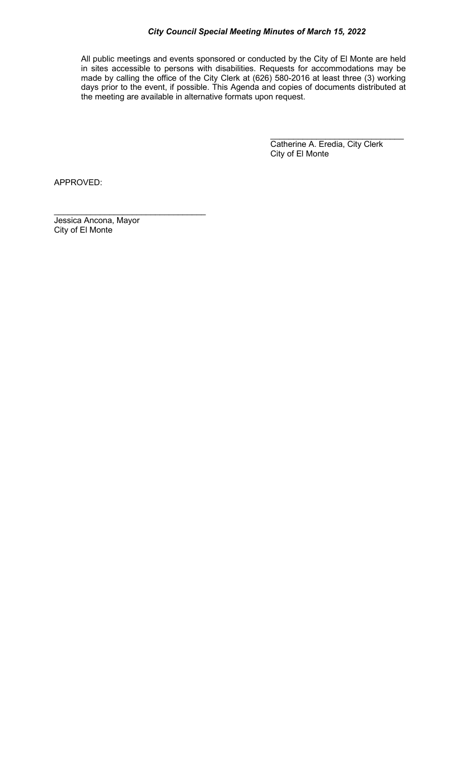All public meetings and events sponsored or conducted by the City of El Monte are held in sites accessible to persons with disabilities. Requests for accommodations may be made by calling the office of the City Clerk at (626) 580-2016 at least three (3) working days prior to the event, if possible. This Agenda and copies of documents distributed at the meeting are available in alternative formats upon request.

_______________________________
Catherine A. Eredia, City Clerk
City of El Monte

APPROVED:

_________________________________
Jessica Ancona, Mayor
City of El Monte